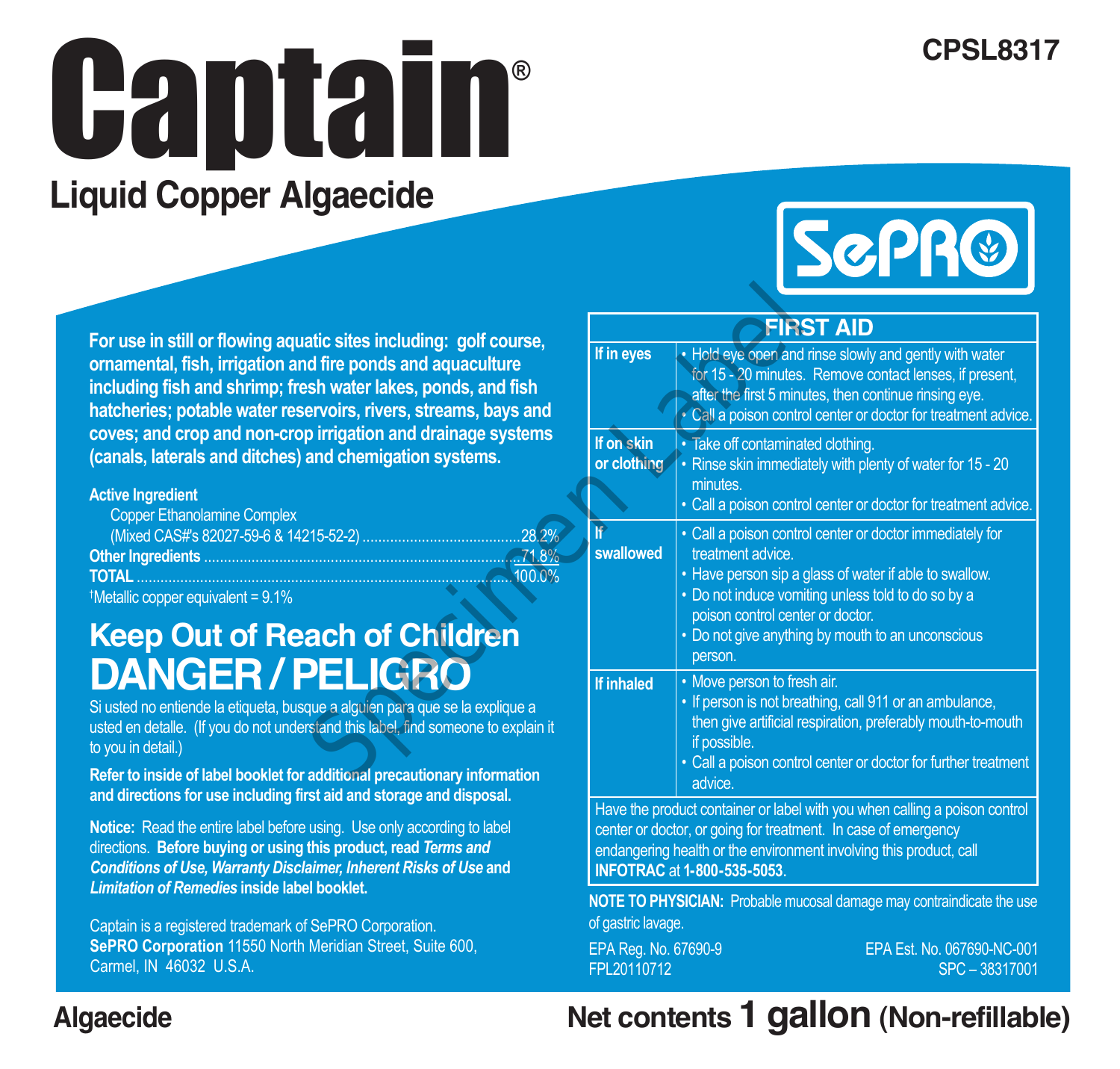CPSL8317

# Captain®

## Liquid Copper Algaecide

SePRO

**For use in still or flowing aquatic sites including: golf course, ornamental, fish, irrigation and fire ponds and aquaculture including fish and shrimp; fresh water lakes, ponds, and fish hatcheries; potable water reservoirs, rivers, streams, bays and coves; and crop and non-crop irrigation and drainage systems (canals, laterals and ditches) and chemigation systems.**

| | |
|---|---|
| **Active Ingredient** | |
| Copper Ethanolamine Complex | |
| (Mixed CAS#'s 82027-59-6 & 14215-52-2) | 28.2%† |
| **Other Ingredients** | 71.8% |
| **TOTAL** | 100.0% |

†Metallic copper equivalent = 9.1%

## Keep Out of Reach of Children

# DANGER / PELIGRO

Si usted no entiende la etiqueta, busque a alguien para que se la explique a usted en detalle. (If you do not understand this label, find someone to explain it to you in detail.)

**Refer to inside of label booklet for additional precautionary information and directions for use including first aid and storage and disposal.**

**Notice:** Read the entire label before using. Use only according to label directions. **Before buying or using this product, read *Terms and Conditions of Use, Warranty Disclaimer, Inherent Risks of Use* and *Limitation of Remedies* inside label booklet.**

Captain is a registered trademark of SePRO Corporation.
**SePRO Corporation** 11550 North Meridian Street, Suite 600, Carmel, IN 46032 U.S.A.

| FIRST AID | |
|---|---|
| **If in eyes** | • Hold eye open and rinse slowly and gently with water for 15 - 20 minutes. Remove contact lenses, if present, after the first 5 minutes, then continue rinsing eye.<br>• Call a poison control center or doctor for treatment advice. |
| **If on skin or clothing** | • Take off contaminated clothing.<br>• Rinse skin immediately with plenty of water for 15 - 20 minutes.<br>• Call a poison control center or doctor for treatment advice. |
| **If swallowed** | • Call a poison control center or doctor immediately for treatment advice.<br>• Have person sip a glass of water if able to swallow.<br>• Do not induce vomiting unless told to do so by a poison control center or doctor.<br>• Do not give anything by mouth to an unconscious person. |
| **If inhaled** | • Move person to fresh air.<br>• If person is not breathing, call 911 or an ambulance, then give artificial respiration, preferably mouth-to-mouth if possible.<br>• Call a poison control center or doctor for further treatment advice. |
| Have the product container or label with you when calling a poison control center or doctor, or going for treatment. In case of emergency endangering health or the environment involving this product, call **INFOTRAC** at **1-800-535-5053.** | |

**NOTE TO PHYSICIAN:** Probable mucosal damage may contraindicate the use of gastric lavage.

EPA Reg. No. 67690-9
FPL20110712

EPA Est. No. 067690-NC-001
SPC – 38317001

**Algaecide**

**Net contents 1 gallon (Non-refillable)**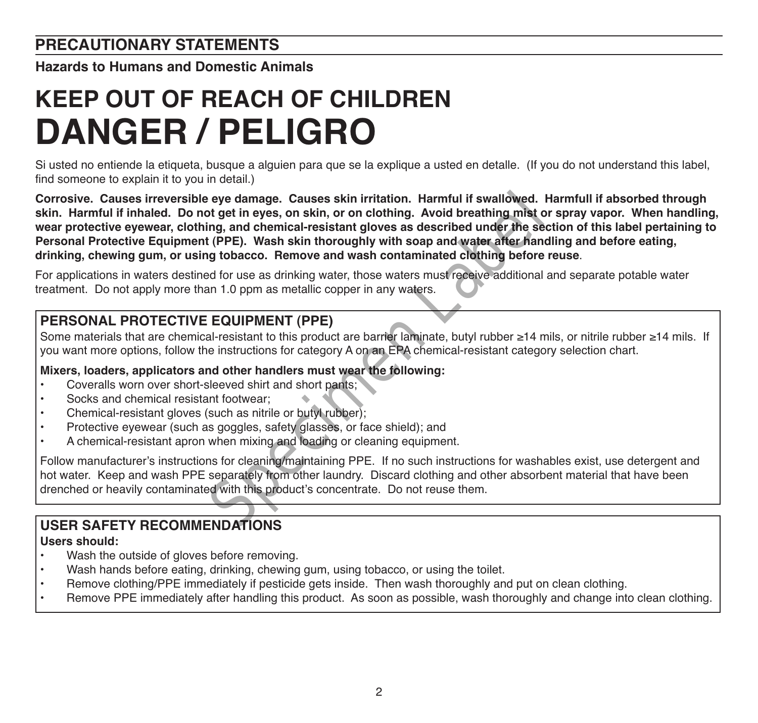## PRECAUTIONARY STATEMENTS

### Hazards to Humans and Domestic Animals

# KEEP OUT OF REACH OF CHILDREN
# DANGER / PELIGRO

Si usted no entiende la etiqueta, busque a alguien para que se la explique a usted en detalle. (If you do not understand this label, find someone to explain it to you in detail.)

**Corrosive. Causes irreversible eye damage. Causes skin irritation. Harmful if swallowed. Harmfull if absorbed through skin. Harmful if inhaled. Do not get in eyes, on skin, or on clothing. Avoid breathing mist or spray vapor. When handling, wear protective eyewear, clothing, and chemical-resistant gloves as described under the section of this label pertaining to Personal Protective Equipment (PPE). Wash skin thoroughly with soap and water after handling and before eating, drinking, chewing gum, or using tobacco. Remove and wash contaminated clothing before reuse**.

For applications in waters destined for use as drinking water, those waters must receive additional and separate potable water treatment. Do not apply more than 1.0 ppm as metallic copper in any waters.

## PERSONAL PROTECTIVE EQUIPMENT (PPE)

Some materials that are chemical-resistant to this product are barrier laminate, butyl rubber ≥14 mils, or nitrile rubber ≥14 mils. If you want more options, follow the instructions for category A on an EPA chemical-resistant category selection chart.

**Mixers, loaders, applicators and other handlers must wear the following:**

- Coveralls worn over short-sleeved shirt and short pants;
- Socks and chemical resistant footwear;
- Chemical-resistant gloves (such as nitrile or butyl rubber);
- Protective eyewear (such as goggles, safety glasses, or face shield); and
- A chemical-resistant apron when mixing and loading or cleaning equipment.

Follow manufacturer's instructions for cleaning/maintaining PPE. If no such instructions for washables exist, use detergent and hot water. Keep and wash PPE separately from other laundry. Discard clothing and other absorbent material that have been drenched or heavily contaminated with this product's concentrate. Do not reuse them.

## USER SAFETY RECOMMENDATIONS

**Users should:**

- Wash the outside of gloves before removing.
- Wash hands before eating, drinking, chewing gum, using tobacco, or using the toilet.
- Remove clothing/PPE immediately if pesticide gets inside. Then wash thoroughly and put on clean clothing.
- Remove PPE immediately after handling this product. As soon as possible, wash thoroughly and change into clean clothing.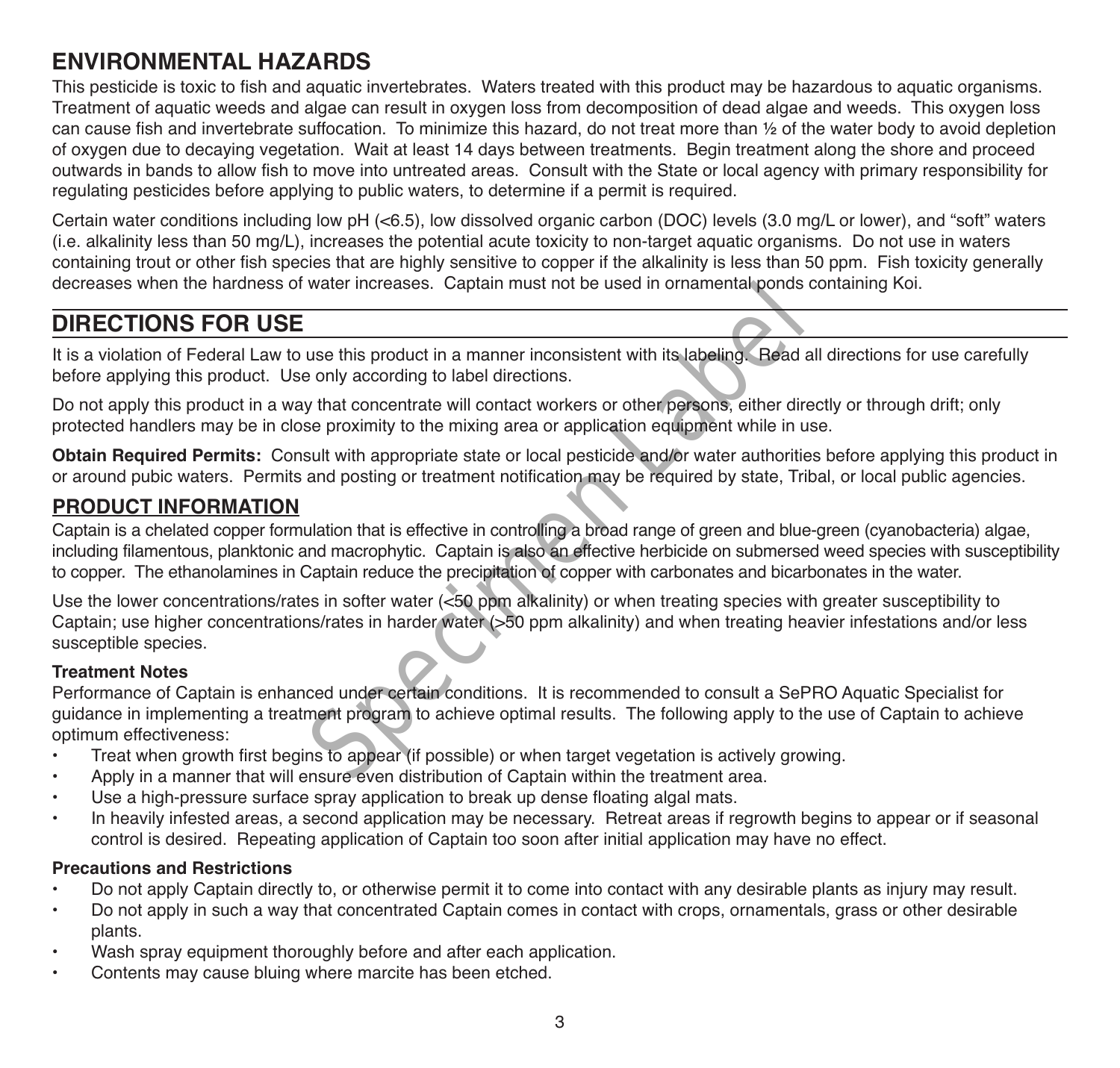## ENVIRONMENTAL HAZARDS

This pesticide is toxic to fish and aquatic invertebrates. Waters treated with this product may be hazardous to aquatic organisms. Treatment of aquatic weeds and algae can result in oxygen loss from decomposition of dead algae and weeds. This oxygen loss can cause fish and invertebrate suffocation. To minimize this hazard, do not treat more than ½ of the water body to avoid depletion of oxygen due to decaying vegetation. Wait at least 14 days between treatments. Begin treatment along the shore and proceed outwards in bands to allow fish to move into untreated areas. Consult with the State or local agency with primary responsibility for regulating pesticides before applying to public waters, to determine if a permit is required.

Certain water conditions including low pH (<6.5), low dissolved organic carbon (DOC) levels (3.0 mg/L or lower), and "soft" waters (i.e. alkalinity less than 50 mg/L), increases the potential acute toxicity to non-target aquatic organisms. Do not use in waters containing trout or other fish species that are highly sensitive to copper if the alkalinity is less than 50 ppm. Fish toxicity generally decreases when the hardness of water increases. Captain must not be used in ornamental ponds containing Koi.

## DIRECTIONS FOR USE

It is a violation of Federal Law to use this product in a manner inconsistent with its labeling. Read all directions for use carefully before applying this product. Use only according to label directions.

Do not apply this product in a way that concentrate will contact workers or other persons, either directly or through drift; only protected handlers may be in close proximity to the mixing area or application equipment while in use.

**Obtain Required Permits:** Consult with appropriate state or local pesticide and/or water authorities before applying this product in or around pubic waters. Permits and posting or treatment notification may be required by state, Tribal, or local public agencies.

### PRODUCT INFORMATION

Captain is a chelated copper formulation that is effective in controlling a broad range of green and blue-green (cyanobacteria) algae, including filamentous, planktonic and macrophytic. Captain is also an effective herbicide on submersed weed species with susceptibility to copper. The ethanolamines in Captain reduce the precipitation of copper with carbonates and bicarbonates in the water.

Use the lower concentrations/rates in softer water (<50 ppm alkalinity) or when treating species with greater susceptibility to Captain; use higher concentrations/rates in harder water (>50 ppm alkalinity) and when treating heavier infestations and/or less susceptible species.

**Treatment Notes**

Performance of Captain is enhanced under certain conditions. It is recommended to consult a SePRO Aquatic Specialist for guidance in implementing a treatment program to achieve optimal results. The following apply to the use of Captain to achieve optimum effectiveness:

- Treat when growth first begins to appear (if possible) or when target vegetation is actively growing.
- Apply in a manner that will ensure even distribution of Captain within the treatment area.
- Use a high-pressure surface spray application to break up dense floating algal mats.
- In heavily infested areas, a second application may be necessary. Retreat areas if regrowth begins to appear or if seasonal control is desired. Repeating application of Captain too soon after initial application may have no effect.

**Precautions and Restrictions**

- Do not apply Captain directly to, or otherwise permit it to come into contact with any desirable plants as injury may result.
- Do not apply in such a way that concentrated Captain comes in contact with crops, ornamentals, grass or other desirable plants.
- Wash spray equipment thoroughly before and after each application.
- Contents may cause bluing where marcite has been etched.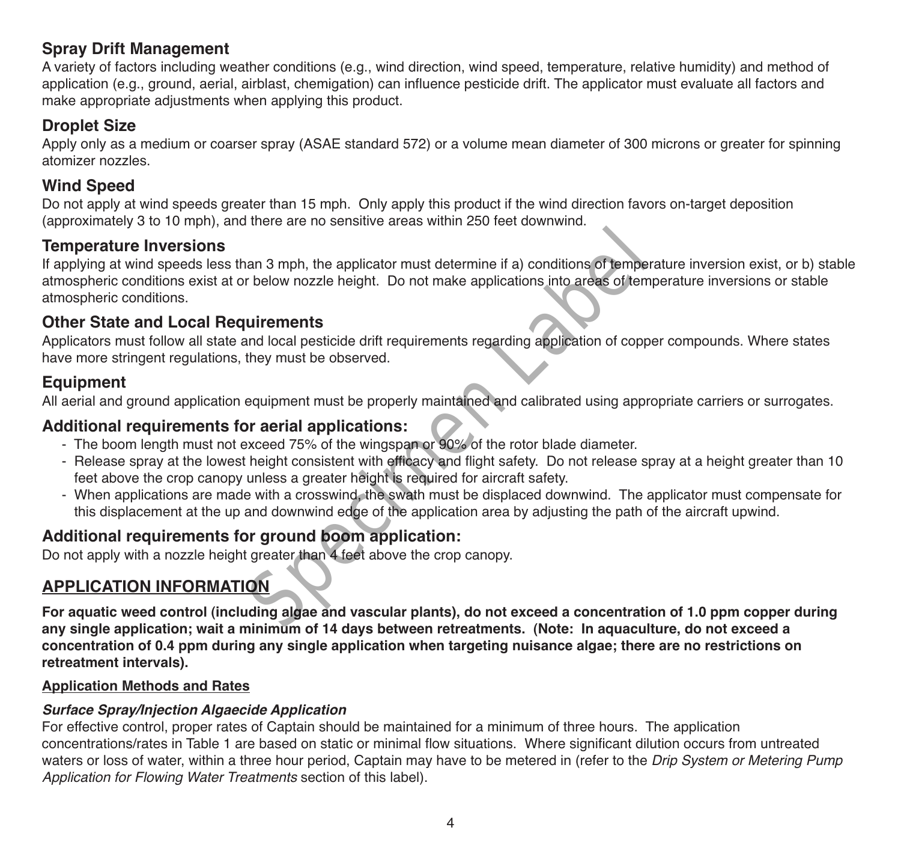## Spray Drift Management

A variety of factors including weather conditions (e.g., wind direction, wind speed, temperature, relative humidity) and method of application (e.g., ground, aerial, airblast, chemigation) can influence pesticide drift. The applicator must evaluate all factors and make appropriate adjustments when applying this product.

## Droplet Size

Apply only as a medium or coarser spray (ASAE standard 572) or a volume mean diameter of 300 microns or greater for spinning atomizer nozzles.

## Wind Speed

Do not apply at wind speeds greater than 15 mph. Only apply this product if the wind direction favors on-target deposition (approximately 3 to 10 mph), and there are no sensitive areas within 250 feet downwind.

## Temperature Inversions

If applying at wind speeds less than 3 mph, the applicator must determine if a) conditions of temperature inversion exist, or b) stable atmospheric conditions exist at or below nozzle height. Do not make applications into areas of temperature inversions or stable atmospheric conditions.

## Other State and Local Requirements

Applicators must follow all state and local pesticide drift requirements regarding application of copper compounds. Where states have more stringent regulations, they must be observed.

## Equipment

All aerial and ground application equipment must be properly maintained and calibrated using appropriate carriers or surrogates.

## Additional requirements for aerial applications:

- The boom length must not exceed 75% of the wingspan or 90% of the rotor blade diameter.
- Release spray at the lowest height consistent with efficacy and flight safety. Do not release spray at a height greater than 10 feet above the crop canopy unless a greater height is required for aircraft safety.
- When applications are made with a crosswind, the swath must be displaced downwind. The applicator must compensate for this displacement at the up and downwind edge of the application area by adjusting the path of the aircraft upwind.

## Additional requirements for ground boom application:

Do not apply with a nozzle height greater than 4 feet above the crop canopy.

## APPLICATION INFORMATION

**For aquatic weed control (including algae and vascular plants), do not exceed a concentration of 1.0 ppm copper during any single application; wait a minimum of 14 days between retreatments. (Note: In aquaculture, do not exceed a concentration of 0.4 ppm during any single application when targeting nuisance algae; there are no restrictions on retreatment intervals).**

**Application Methods and Rates**

***Surface Spray/Injection Algaecide Application***

For effective control, proper rates of Captain should be maintained for a minimum of three hours. The application concentrations/rates in Table 1 are based on static or minimal flow situations. Where significant dilution occurs from untreated waters or loss of water, within a three hour period, Captain may have to be metered in (refer to the *Drip System or Metering Pump Application for Flowing Water Treatments* section of this label).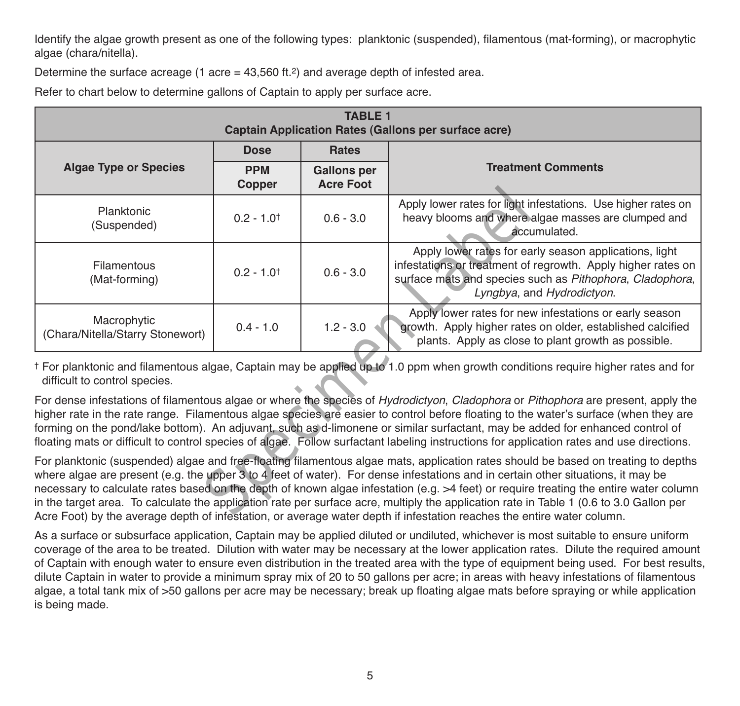Identify the algae growth present as one of the following types: planktonic (suspended), filamentous (mat-forming), or macrophytic algae (chara/nitella).

Determine the surface acreage (1 acre = 43,560 ft.$^2$) and average depth of infested area.

Refer to chart below to determine gallons of Captain to apply per surface acre.

**TABLE 1**
**Captain Application Rates (Gallons per surface acre)**

| Algae Type or Species | Dose | Rates | Treatment Comments |
|---|---|---|---|
| | PPM Copper | Gallons per Acre Foot | |
| Planktonic (Suspended) | 0.2 - 1.0† | 0.6 - 3.0 | Apply lower rates for light infestations. Use higher rates on heavy blooms and where algae masses are clumped and accumulated. |
| Filamentous (Mat-forming) | 0.2 - 1.0† | 0.6 - 3.0 | Apply lower rates for early season applications, light infestations or treatment of regrowth. Apply higher rates on surface mats and species such as *Pithophora*, *Cladophora*, *Lyngbya*, and *Hydrodictyon*. |
| Macrophytic (Chara/Nitella/Starry Stonewort) | 0.4 - 1.0 | 1.2 - 3.0 | Apply lower rates for new infestations or early season growth. Apply higher rates on older, established calcified plants. Apply as close to plant growth as possible. |

† For planktonic and filamentous algae, Captain may be applied up to 1.0 ppm when growth conditions require higher rates and for difficult to control species.

For dense infestations of filamentous algae or where the species of *Hydrodictyon*, *Cladophora* or *Pithophora* are present, apply the higher rate in the rate range. Filamentous algae species are easier to control before floating to the water's surface (when they are forming on the pond/lake bottom). An adjuvant, such as d-limonene or similar surfactant, may be added for enhanced control of floating mats or difficult to control species of algae. Follow surfactant labeling instructions for application rates and use directions.

For planktonic (suspended) algae and free-floating filamentous algae mats, application rates should be based on treating to depths where algae are present (e.g. the upper 3 to 4 feet of water). For dense infestations and in certain other situations, it may be necessary to calculate rates based on the depth of known algae infestation (e.g. >4 feet) or require treating the entire water column in the target area. To calculate the application rate per surface acre, multiply the application rate in Table 1 (0.6 to 3.0 Gallon per Acre Foot) by the average depth of infestation, or average water depth if infestation reaches the entire water column.

As a surface or subsurface application, Captain may be applied diluted or undiluted, whichever is most suitable to ensure uniform coverage of the area to be treated. Dilution with water may be necessary at the lower application rates. Dilute the required amount of Captain with enough water to ensure even distribution in the treated area with the type of equipment being used. For best results, dilute Captain in water to provide a minimum spray mix of 20 to 50 gallons per acre; in areas with heavy infestations of filamentous algae, a total tank mix of >50 gallons per acre may be necessary; break up floating algae mats before spraying or while application is being made.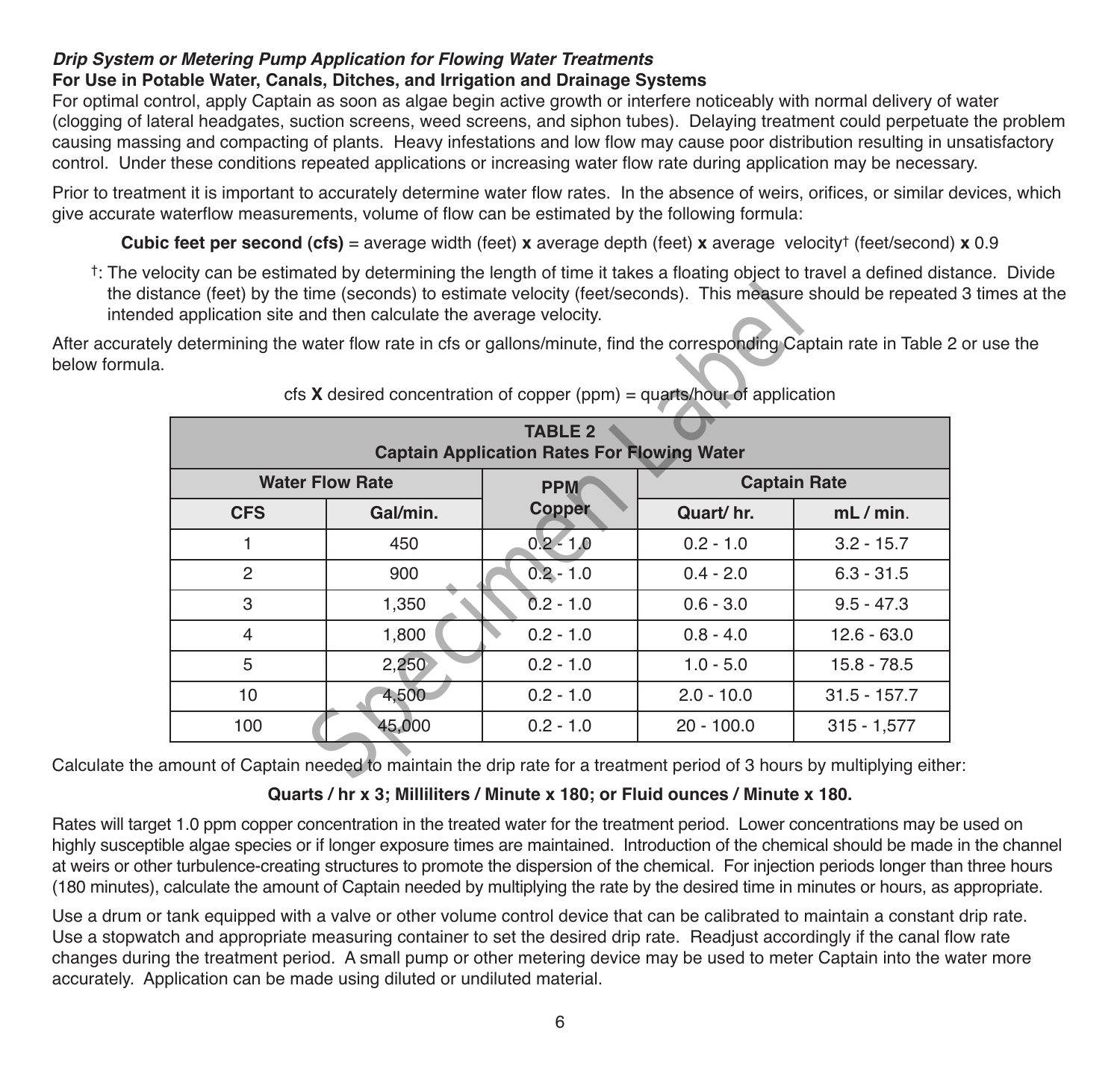***Drip System or Metering Pump Application for Flowing Water Treatments***

**For Use in Potable Water, Canals, Ditches, and Irrigation and Drainage Systems**

For optimal control, apply Captain as soon as algae begin active growth or interfere noticeably with normal delivery of water (clogging of lateral headgates, suction screens, weed screens, and siphon tubes). Delaying treatment could perpetuate the problem causing massing and compacting of plants. Heavy infestations and low flow may cause poor distribution resulting in unsatisfactory control. Under these conditions repeated applications or increasing water flow rate during application may be necessary.

Prior to treatment it is important to accurately determine water flow rates. In the absence of weirs, orifices, or similar devices, which give accurate waterflow measurements, volume of flow can be estimated by the following formula:

**Cubic feet per second (cfs)** = average width (feet) **x** average depth (feet) **x** average velocity† (feet/second) **x** 0.9

†: The velocity can be estimated by determining the length of time it takes a floating object to travel a defined distance. Divide the distance (feet) by the time (seconds) to estimate velocity (feet/seconds). This measure should be repeated 3 times at the intended application site and then calculate the average velocity.

After accurately determining the water flow rate in cfs or gallons/minute, find the corresponding Captain rate in Table 2 or use the below formula.

cfs **X** desired concentration of copper (ppm) = quarts/hour of application

**TABLE 2**
**Captain Application Rates For Flowing Water**

| Water Flow Rate | | PPM Copper | Captain Rate | |
|---|---|---|---|---|
| **CFS** | **Gal/min.** | | **Quart/ hr.** | **mL / min.** |
| 1 | 450 | 0.2 - 1.0 | 0.2 - 1.0 | 3.2 - 15.7 |
| 2 | 900 | 0.2 - 1.0 | 0.4 - 2.0 | 6.3 - 31.5 |
| 3 | 1,350 | 0.2 - 1.0 | 0.6 - 3.0 | 9.5 - 47.3 |
| 4 | 1,800 | 0.2 - 1.0 | 0.8 - 4.0 | 12.6 - 63.0 |
| 5 | 2,250 | 0.2 - 1.0 | 1.0 - 5.0 | 15.8 - 78.5 |
| 10 | 4,500 | 0.2 - 1.0 | 2.0 - 10.0 | 31.5 - 157.7 |
| 100 | 45,000 | 0.2 - 1.0 | 20 - 100.0 | 315 - 1,577 |

Calculate the amount of Captain needed to maintain the drip rate for a treatment period of 3 hours by multiplying either:

**Quarts / hr x 3; Milliliters / Minute x 180; or Fluid ounces / Minute x 180.**

Rates will target 1.0 ppm copper concentration in the treated water for the treatment period. Lower concentrations may be used on highly susceptible algae species or if longer exposure times are maintained. Introduction of the chemical should be made in the channel at weirs or other turbulence-creating structures to promote the dispersion of the chemical. For injection periods longer than three hours (180 minutes), calculate the amount of Captain needed by multiplying the rate by the desired time in minutes or hours, as appropriate.

Use a drum or tank equipped with a valve or other volume control device that can be calibrated to maintain a constant drip rate. Use a stopwatch and appropriate measuring container to set the desired drip rate. Readjust accordingly if the canal flow rate changes during the treatment period. A small pump or other metering device may be used to meter Captain into the water more accurately. Application can be made using diluted or undiluted material.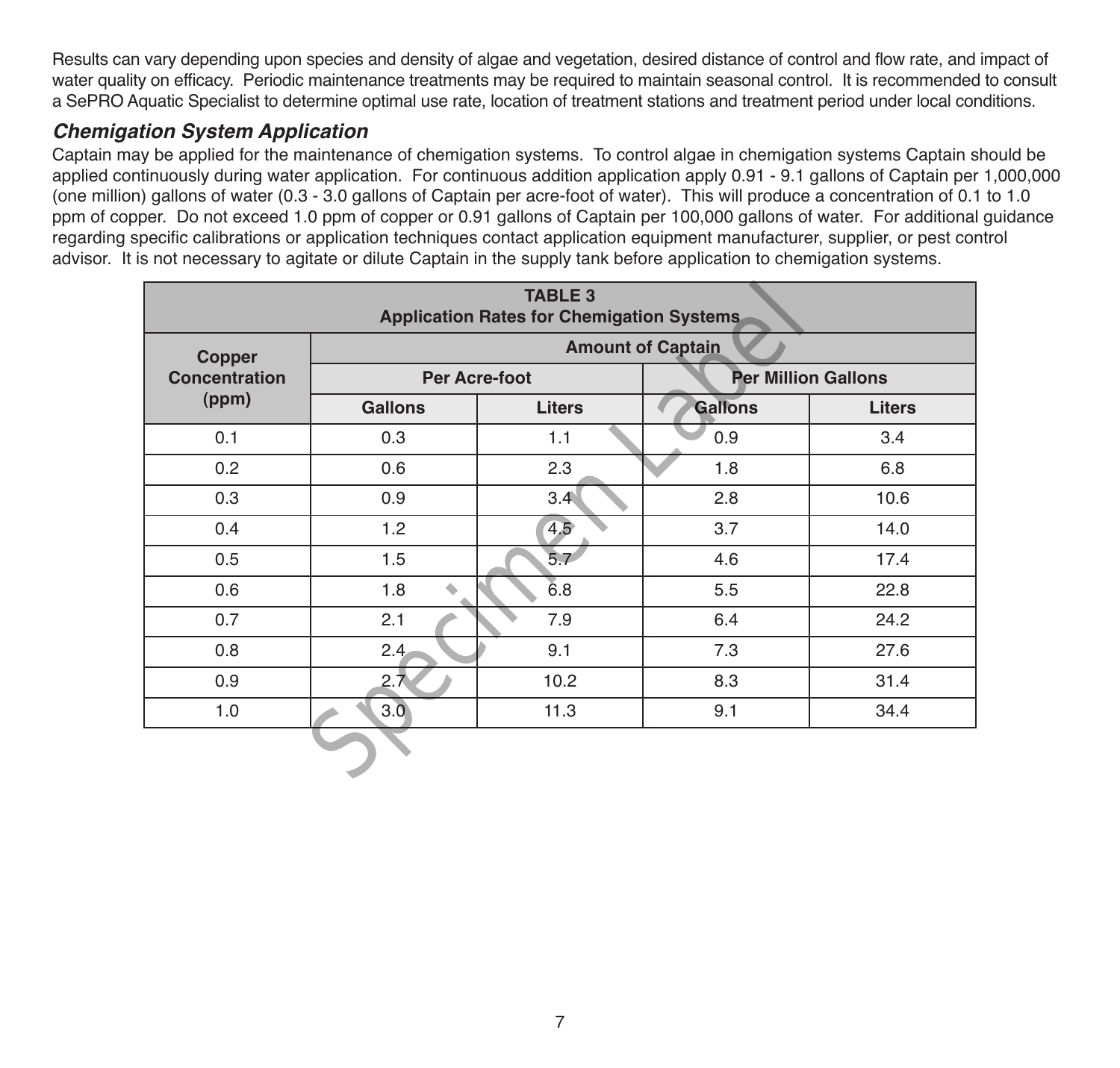Results can vary depending upon species and density of algae and vegetation, desired distance of control and flow rate, and impact of water quality on efficacy. Periodic maintenance treatments may be required to maintain seasonal control. It is recommended to consult a SePRO Aquatic Specialist to determine optimal use rate, location of treatment stations and treatment period under local conditions.

### *Chemigation System Application*

Captain may be applied for the maintenance of chemigation systems. To control algae in chemigation systems Captain should be applied continuously during water application. For continuous addition application apply 0.91 - 9.1 gallons of Captain per 1,000,000 (one million) gallons of water (0.3 - 3.0 gallons of Captain per acre-foot of water). This will produce a concentration of 0.1 to 1.0 ppm of copper. Do not exceed 1.0 ppm of copper or 0.91 gallons of Captain per 100,000 gallons of water. For additional guidance regarding specific calibrations or application techniques contact application equipment manufacturer, supplier, or pest control advisor. It is not necessary to agitate or dilute Captain in the supply tank before application to chemigation systems.

**TABLE 3**
**Application Rates for Chemigation Systems**

| Copper Concentration (ppm) | Amount of Captain | | | |
|---|---|---|---|---|
| | Per Acre-foot | | Per Million Gallons | |
| | Gallons | Liters | Gallons | Liters |
| 0.1 | 0.3 | 1.1 | 0.9 | 3.4 |
| 0.2 | 0.6 | 2.3 | 1.8 | 6.8 |
| 0.3 | 0.9 | 3.4 | 2.8 | 10.6 |
| 0.4 | 1.2 | 4.5 | 3.7 | 14.0 |
| 0.5 | 1.5 | 5.7 | 4.6 | 17.4 |
| 0.6 | 1.8 | 6.8 | 5.5 | 22.8 |
| 0.7 | 2.1 | 7.9 | 6.4 | 24.2 |
| 0.8 | 2.4 | 9.1 | 7.3 | 27.6 |
| 0.9 | 2.7 | 10.2 | 8.3 | 31.4 |
| 1.0 | 3.0 | 11.3 | 9.1 | 34.4 |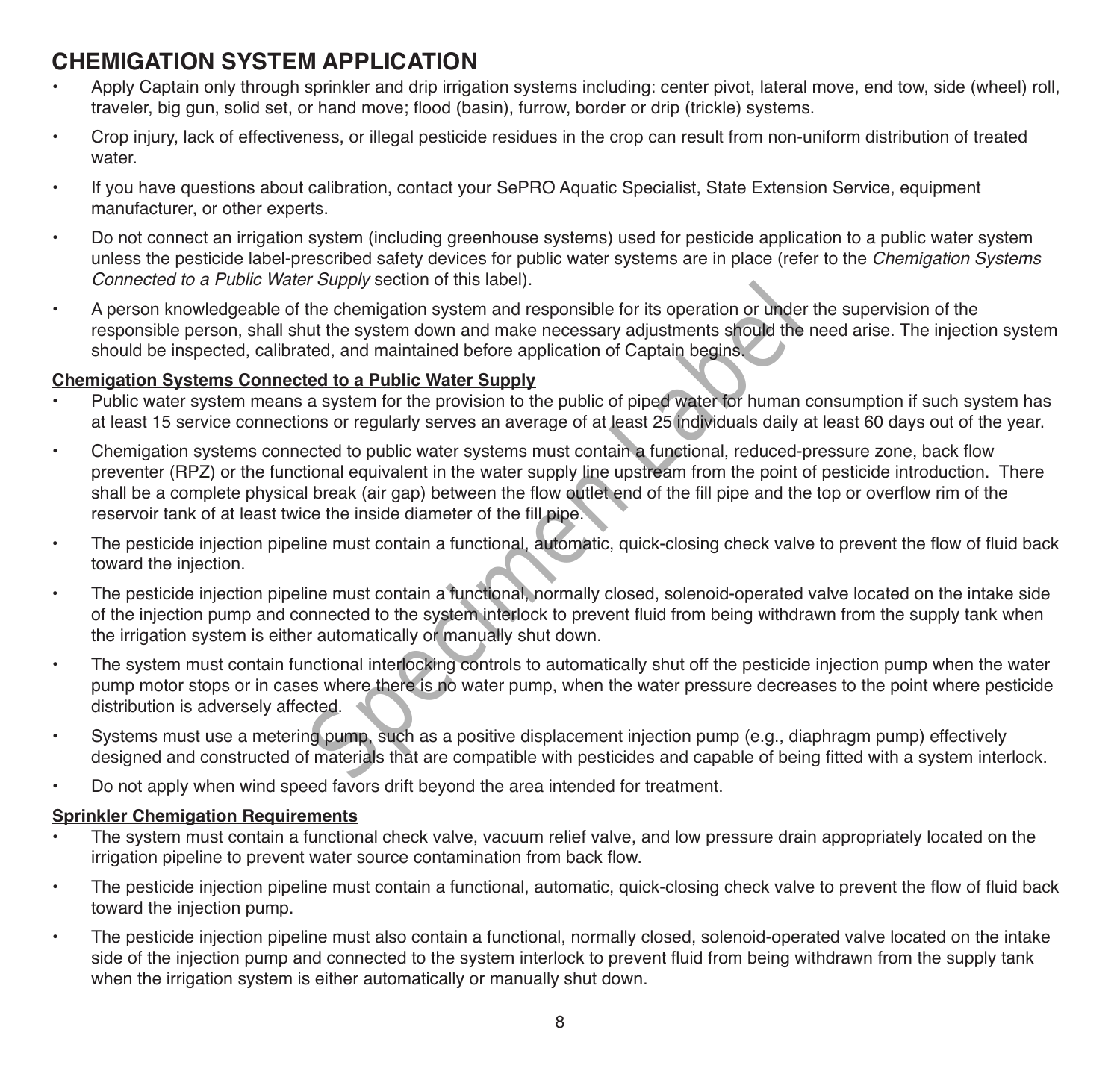## CHEMIGATION SYSTEM APPLICATION

- Apply Captain only through sprinkler and drip irrigation systems including: center pivot, lateral move, end tow, side (wheel) roll, traveler, big gun, solid set, or hand move; flood (basin), furrow, border or drip (trickle) systems.
- Crop injury, lack of effectiveness, or illegal pesticide residues in the crop can result from non-uniform distribution of treated water.
- If you have questions about calibration, contact your SePRO Aquatic Specialist, State Extension Service, equipment manufacturer, or other experts.
- Do not connect an irrigation system (including greenhouse systems) used for pesticide application to a public water system unless the pesticide label-prescribed safety devices for public water systems are in place (refer to the *Chemigation Systems Connected to a Public Water Supply* section of this label).
- A person knowledgeable of the chemigation system and responsible for its operation or under the supervision of the responsible person, shall shut the system down and make necessary adjustments should the need arise. The injection system should be inspected, calibrated, and maintained before application of Captain begins.

**Chemigation Systems Connected to a Public Water Supply**

- Public water system means a system for the provision to the public of piped water for human consumption if such system has at least 15 service connections or regularly serves an average of at least 25 individuals daily at least 60 days out of the year.
- Chemigation systems connected to public water systems must contain a functional, reduced-pressure zone, back flow preventer (RPZ) or the functional equivalent in the water supply line upstream from the point of pesticide introduction. There shall be a complete physical break (air gap) between the flow outlet end of the fill pipe and the top or overflow rim of the reservoir tank of at least twice the inside diameter of the fill pipe.
- The pesticide injection pipeline must contain a functional, automatic, quick-closing check valve to prevent the flow of fluid back toward the injection.
- The pesticide injection pipeline must contain a functional, normally closed, solenoid-operated valve located on the intake side of the injection pump and connected to the system interlock to prevent fluid from being withdrawn from the supply tank when the irrigation system is either automatically or manually shut down.
- The system must contain functional interlocking controls to automatically shut off the pesticide injection pump when the water pump motor stops or in cases where there is no water pump, when the water pressure decreases to the point where pesticide distribution is adversely affected.
- Systems must use a metering pump, such as a positive displacement injection pump (e.g., diaphragm pump) effectively designed and constructed of materials that are compatible with pesticides and capable of being fitted with a system interlock.
- Do not apply when wind speed favors drift beyond the area intended for treatment.

**Sprinkler Chemigation Requirements**

- The system must contain a functional check valve, vacuum relief valve, and low pressure drain appropriately located on the irrigation pipeline to prevent water source contamination from back flow.
- The pesticide injection pipeline must contain a functional, automatic, quick-closing check valve to prevent the flow of fluid back toward the injection pump.
- The pesticide injection pipeline must also contain a functional, normally closed, solenoid-operated valve located on the intake side of the injection pump and connected to the system interlock to prevent fluid from being withdrawn from the supply tank when the irrigation system is either automatically or manually shut down.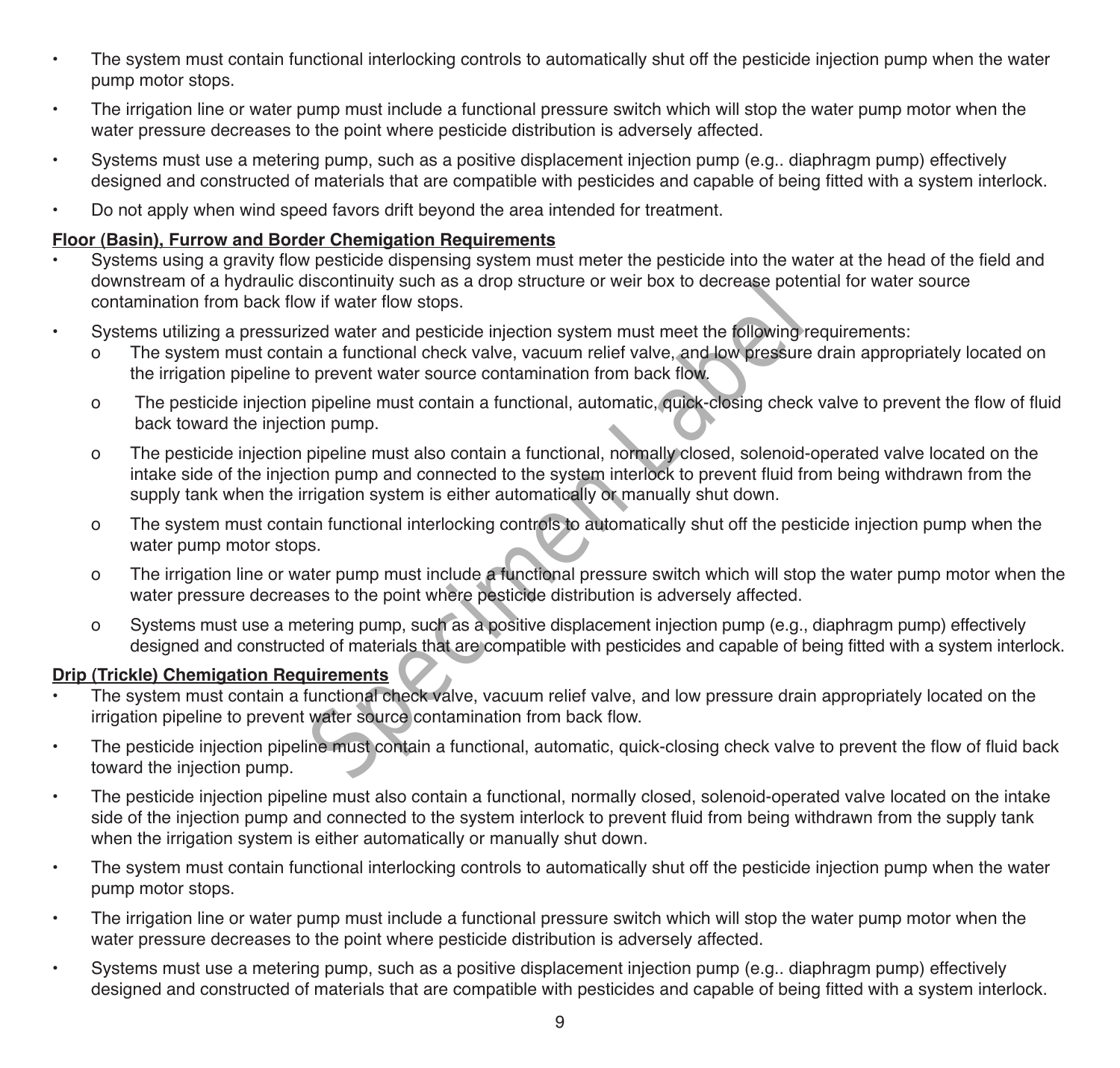- The system must contain functional interlocking controls to automatically shut off the pesticide injection pump when the water pump motor stops.
- The irrigation line or water pump must include a functional pressure switch which will stop the water pump motor when the water pressure decreases to the point where pesticide distribution is adversely affected.
- Systems must use a metering pump, such as a positive displacement injection pump (e.g.. diaphragm pump) effectively designed and constructed of materials that are compatible with pesticides and capable of being fitted with a system interlock.
- Do not apply when wind speed favors drift beyond the area intended for treatment.

**Floor (Basin), Furrow and Border Chemigation Requirements**

- Systems using a gravity flow pesticide dispensing system must meter the pesticide into the water at the head of the field and downstream of a hydraulic discontinuity such as a drop structure or weir box to decrease potential for water source contamination from back flow if water flow stops.
- Systems utilizing a pressurized water and pesticide injection system must meet the following requirements:
  - The system must contain a functional check valve, vacuum relief valve, and low pressure drain appropriately located on the irrigation pipeline to prevent water source contamination from back flow.
  - The pesticide injection pipeline must contain a functional, automatic, quick-closing check valve to prevent the flow of fluid back toward the injection pump.
  - The pesticide injection pipeline must also contain a functional, normally closed, solenoid-operated valve located on the intake side of the injection pump and connected to the system interlock to prevent fluid from being withdrawn from the supply tank when the irrigation system is either automatically or manually shut down.
  - The system must contain functional interlocking controls to automatically shut off the pesticide injection pump when the water pump motor stops.
  - The irrigation line or water pump must include a functional pressure switch which will stop the water pump motor when the water pressure decreases to the point where pesticide distribution is adversely affected.
  - Systems must use a metering pump, such as a positive displacement injection pump (e.g., diaphragm pump) effectively designed and constructed of materials that are compatible with pesticides and capable of being fitted with a system interlock.

**Drip (Trickle) Chemigation Requirements**

- The system must contain a functional check valve, vacuum relief valve, and low pressure drain appropriately located on the irrigation pipeline to prevent water source contamination from back flow.
- The pesticide injection pipeline must contain a functional, automatic, quick-closing check valve to prevent the flow of fluid back toward the injection pump.
- The pesticide injection pipeline must also contain a functional, normally closed, solenoid-operated valve located on the intake side of the injection pump and connected to the system interlock to prevent fluid from being withdrawn from the supply tank when the irrigation system is either automatically or manually shut down.
- The system must contain functional interlocking controls to automatically shut off the pesticide injection pump when the water pump motor stops.
- The irrigation line or water pump must include a functional pressure switch which will stop the water pump motor when the water pressure decreases to the point where pesticide distribution is adversely affected.
- Systems must use a metering pump, such as a positive displacement injection pump (e.g.. diaphragm pump) effectively designed and constructed of materials that are compatible with pesticides and capable of being fitted with a system interlock.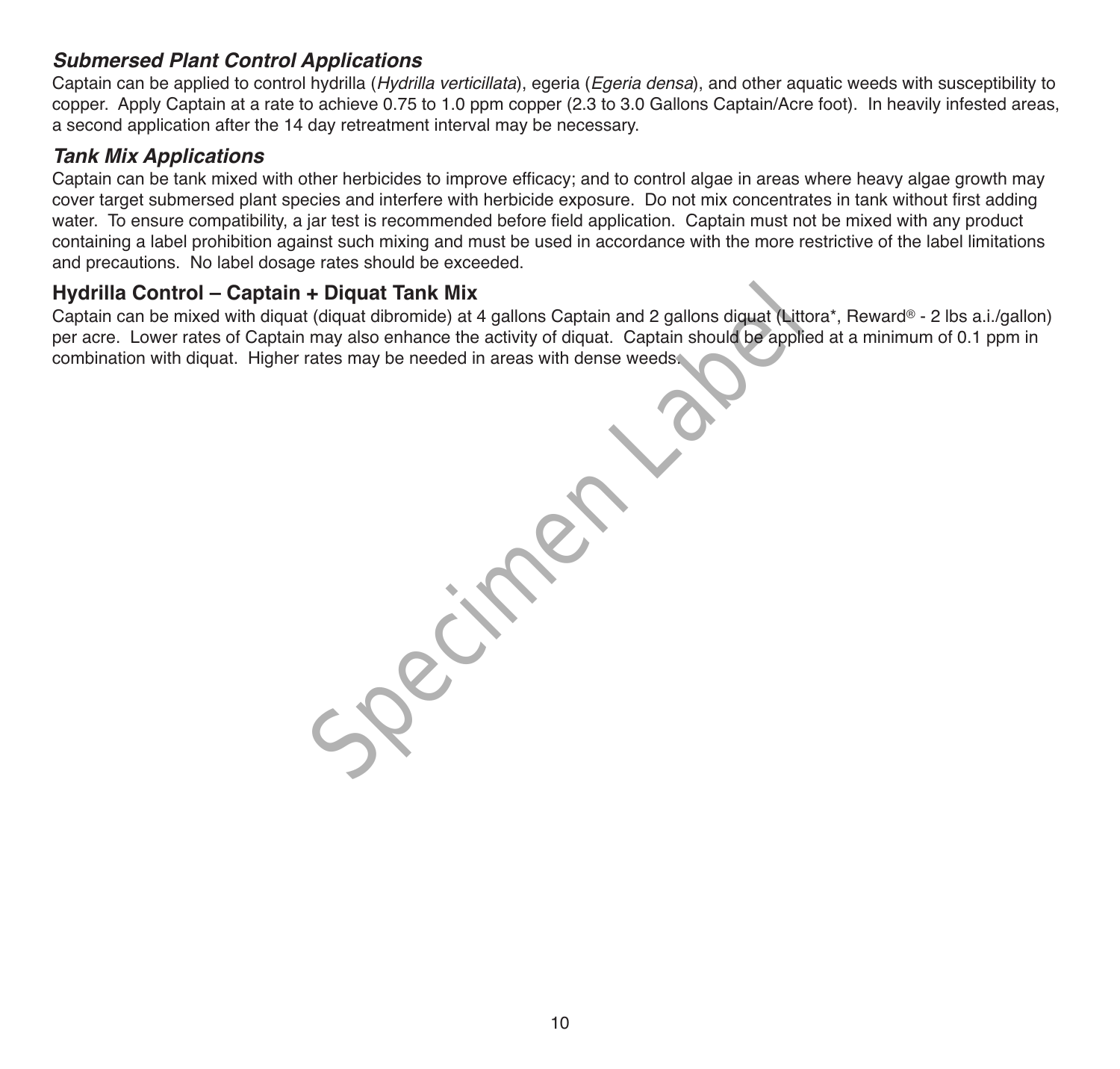### *Submersed Plant Control Applications*

Captain can be applied to control hydrilla (*Hydrilla verticillata*), egeria (*Egeria densa*), and other aquatic weeds with susceptibility to copper. Apply Captain at a rate to achieve 0.75 to 1.0 ppm copper (2.3 to 3.0 Gallons Captain/Acre foot). In heavily infested areas, a second application after the 14 day retreatment interval may be necessary.

### *Tank Mix Applications*

Captain can be tank mixed with other herbicides to improve efficacy; and to control algae in areas where heavy algae growth may cover target submersed plant species and interfere with herbicide exposure. Do not mix concentrates in tank without first adding water. To ensure compatibility, a jar test is recommended before field application. Captain must not be mixed with any product containing a label prohibition against such mixing and must be used in accordance with the more restrictive of the label limitations and precautions. No label dosage rates should be exceeded.

### Hydrilla Control – Captain + Diquat Tank Mix

Captain can be mixed with diquat (diquat dibromide) at 4 gallons Captain and 2 gallons diquat (Littora*, Reward® - 2 lbs a.i./gallon) per acre. Lower rates of Captain may also enhance the activity of diquat. Captain should be applied at a minimum of 0.1 ppm in combination with diquat. Higher rates may be needed in areas with dense weeds.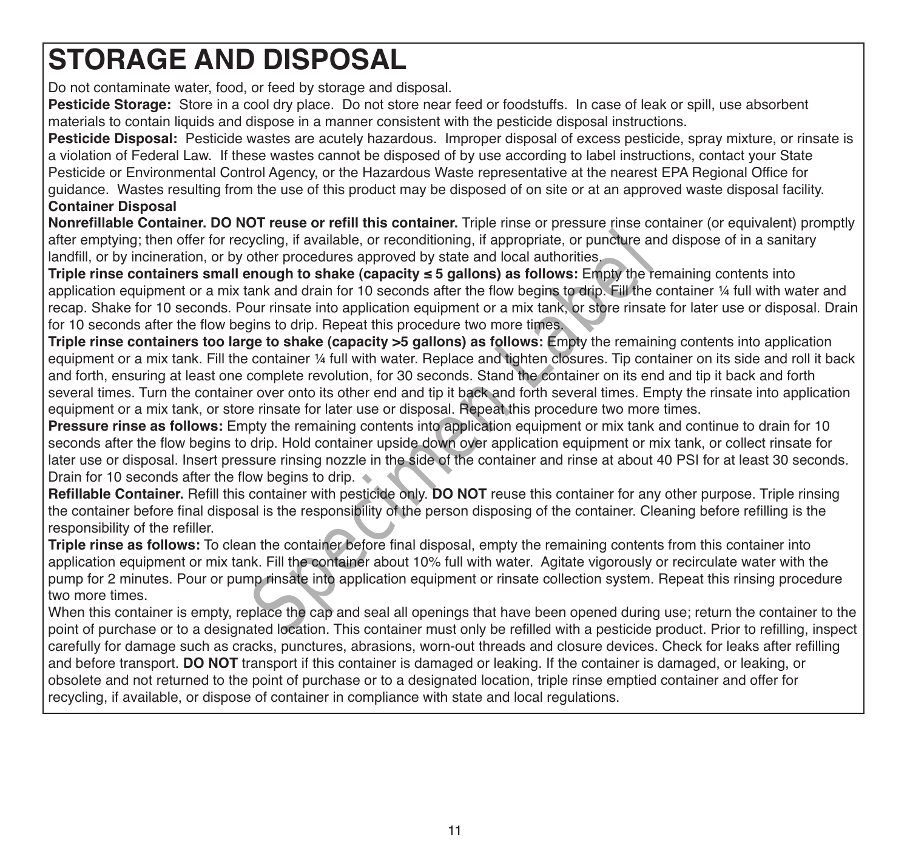# STORAGE AND DISPOSAL

Do not contaminate water, food, or feed by storage and disposal.

**Pesticide Storage:** Store in a cool dry place. Do not store near feed or foodstuffs. In case of leak or spill, use absorbent materials to contain liquids and dispose in a manner consistent with the pesticide disposal instructions.

**Pesticide Disposal:** Pesticide wastes are acutely hazardous. Improper disposal of excess pesticide, spray mixture, or rinsate is a violation of Federal Law. If these wastes cannot be disposed of by use according to label instructions, contact your State Pesticide or Environmental Control Agency, or the Hazardous Waste representative at the nearest EPA Regional Office for guidance. Wastes resulting from the use of this product may be disposed of on site or at an approved waste disposal facility.

**Container Disposal**

**Nonrefillable Container. DO NOT reuse or refill this container.** Triple rinse or pressure rinse container (or equivalent) promptly after emptying; then offer for recycling, if available, or reconditioning, if appropriate, or puncture and dispose of in a sanitary landfill, or by incineration, or by other procedures approved by state and local authorities.

**Triple rinse containers small enough to shake (capacity ≤ 5 gallons) as follows:** Empty the remaining contents into application equipment or a mix tank and drain for 10 seconds after the flow begins to drip. Fill the container ¼ full with water and recap. Shake for 10 seconds. Pour rinsate into application equipment or a mix tank, or store rinsate for later use or disposal. Drain for 10 seconds after the flow begins to drip. Repeat this procedure two more times.

**Triple rinse containers too large to shake (capacity >5 gallons) as follows:** Empty the remaining contents into application equipment or a mix tank. Fill the container ¼ full with water. Replace and tighten closures. Tip container on its side and roll it back and forth, ensuring at least one complete revolution, for 30 seconds. Stand the container on its end and tip it back and forth several times. Turn the container over onto its other end and tip it back and forth several times. Empty the rinsate into application equipment or a mix tank, or store rinsate for later use or disposal. Repeat this procedure two more times.

**Pressure rinse as follows:** Empty the remaining contents into application equipment or mix tank and continue to drain for 10 seconds after the flow begins to drip. Hold container upside down over application equipment or mix tank, or collect rinsate for later use or disposal. Insert pressure rinsing nozzle in the side of the container and rinse at about 40 PSI for at least 30 seconds. Drain for 10 seconds after the flow begins to drip.

**Refillable Container.** Refill this container with pesticide only. **DO NOT** reuse this container for any other purpose. Triple rinsing the container before final disposal is the responsibility of the person disposing of the container. Cleaning before refilling is the responsibility of the refiller.

**Triple rinse as follows:** To clean the container before final disposal, empty the remaining contents from this container into application equipment or mix tank. Fill the container about 10% full with water. Agitate vigorously or recirculate water with the pump for 2 minutes. Pour or pump rinsate into application equipment or rinsate collection system. Repeat this rinsing procedure two more times.

When this container is empty, replace the cap and seal all openings that have been opened during use; return the container to the point of purchase or to a designated location. This container must only be refilled with a pesticide product. Prior to refilling, inspect carefully for damage such as cracks, punctures, abrasions, worn-out threads and closure devices. Check for leaks after refilling and before transport. **DO NOT** transport if this container is damaged or leaking. If the container is damaged, or leaking, or obsolete and not returned to the point of purchase or to a designated location, triple rinse emptied container and offer for recycling, if available, or dispose of container in compliance with state and local regulations.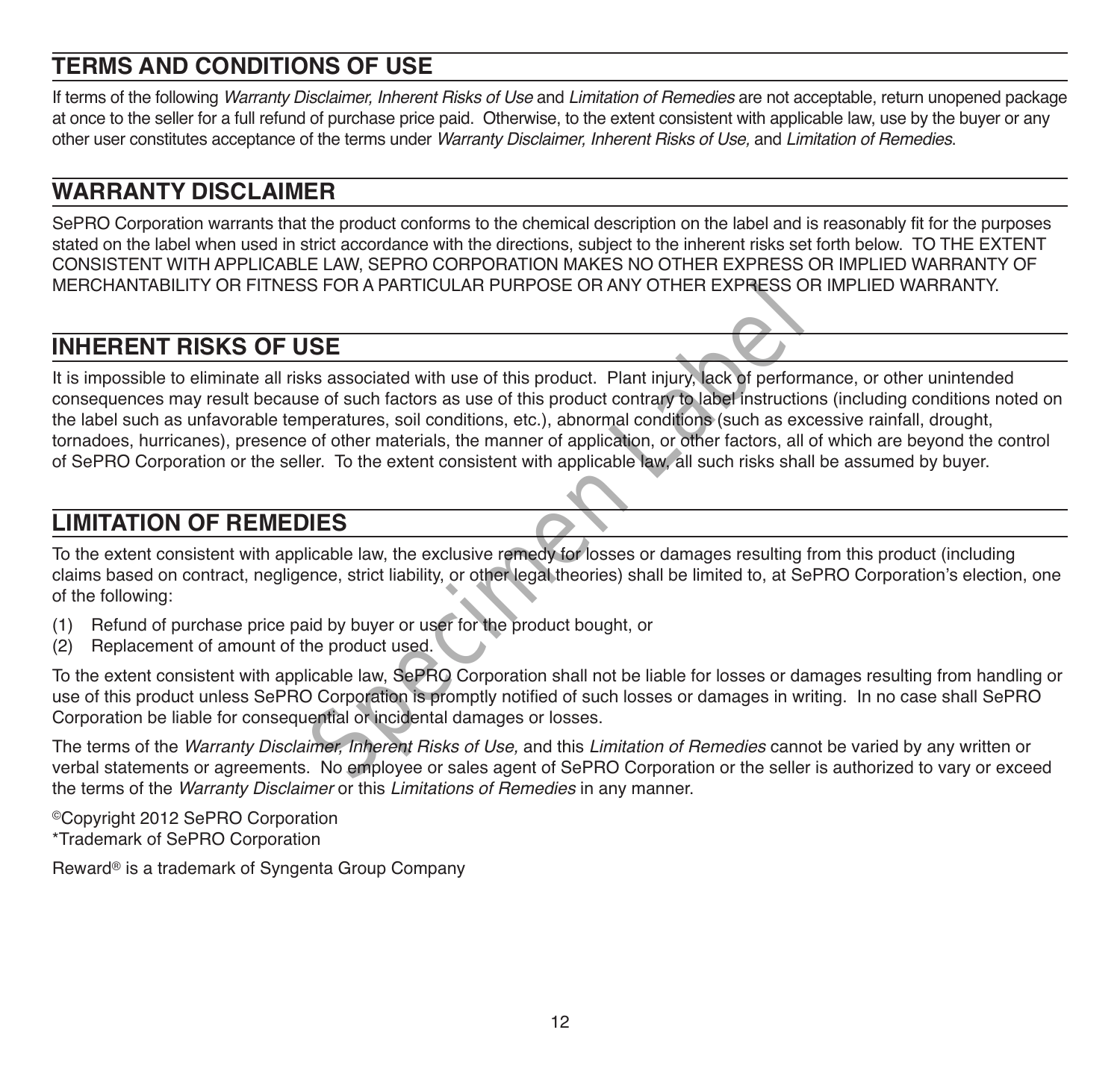## TERMS AND CONDITIONS OF USE

If terms of the following *Warranty Disclaimer, Inherent Risks of Use* and *Limitation of Remedies* are not acceptable, return unopened package at once to the seller for a full refund of purchase price paid. Otherwise, to the extent consistent with applicable law, use by the buyer or any other user constitutes acceptance of the terms under *Warranty Disclaimer, Inherent Risks of Use,* and *Limitation of Remedies*.

## WARRANTY DISCLAIMER

SePRO Corporation warrants that the product conforms to the chemical description on the label and is reasonably fit for the purposes stated on the label when used in strict accordance with the directions, subject to the inherent risks set forth below. TO THE EXTENT CONSISTENT WITH APPLICABLE LAW, SEPRO CORPORATION MAKES NO OTHER EXPRESS OR IMPLIED WARRANTY OF MERCHANTABILITY OR FITNESS FOR A PARTICULAR PURPOSE OR ANY OTHER EXPRESS OR IMPLIED WARRANTY.

## INHERENT RISKS OF USE

It is impossible to eliminate all risks associated with use of this product. Plant injury, lack of performance, or other unintended consequences may result because of such factors as use of this product contrary to label instructions (including conditions noted on the label such as unfavorable temperatures, soil conditions, etc.), abnormal conditions (such as excessive rainfall, drought, tornadoes, hurricanes), presence of other materials, the manner of application, or other factors, all of which are beyond the control of SePRO Corporation or the seller. To the extent consistent with applicable law, all such risks shall be assumed by buyer.

## LIMITATION OF REMEDIES

To the extent consistent with applicable law, the exclusive remedy for losses or damages resulting from this product (including claims based on contract, negligence, strict liability, or other legal theories) shall be limited to, at SePRO Corporation's election, one of the following:

(1) Refund of purchase price paid by buyer or user for the product bought, or
(2) Replacement of amount of the product used.

To the extent consistent with applicable law, SePRO Corporation shall not be liable for losses or damages resulting from handling or use of this product unless SePRO Corporation is promptly notified of such losses or damages in writing. In no case shall SePRO Corporation be liable for consequential or incidental damages or losses.

The terms of the *Warranty Disclaimer, Inherent Risks of Use,* and this *Limitation of Remedies* cannot be varied by any written or verbal statements or agreements. No employee or sales agent of SePRO Corporation or the seller is authorized to vary or exceed the terms of the *Warranty Disclaimer* or this *Limitations of Remedies* in any manner.

©Copyright 2012 SePRO Corporation
*Trademark of SePRO Corporation

Reward® is a trademark of Syngenta Group Company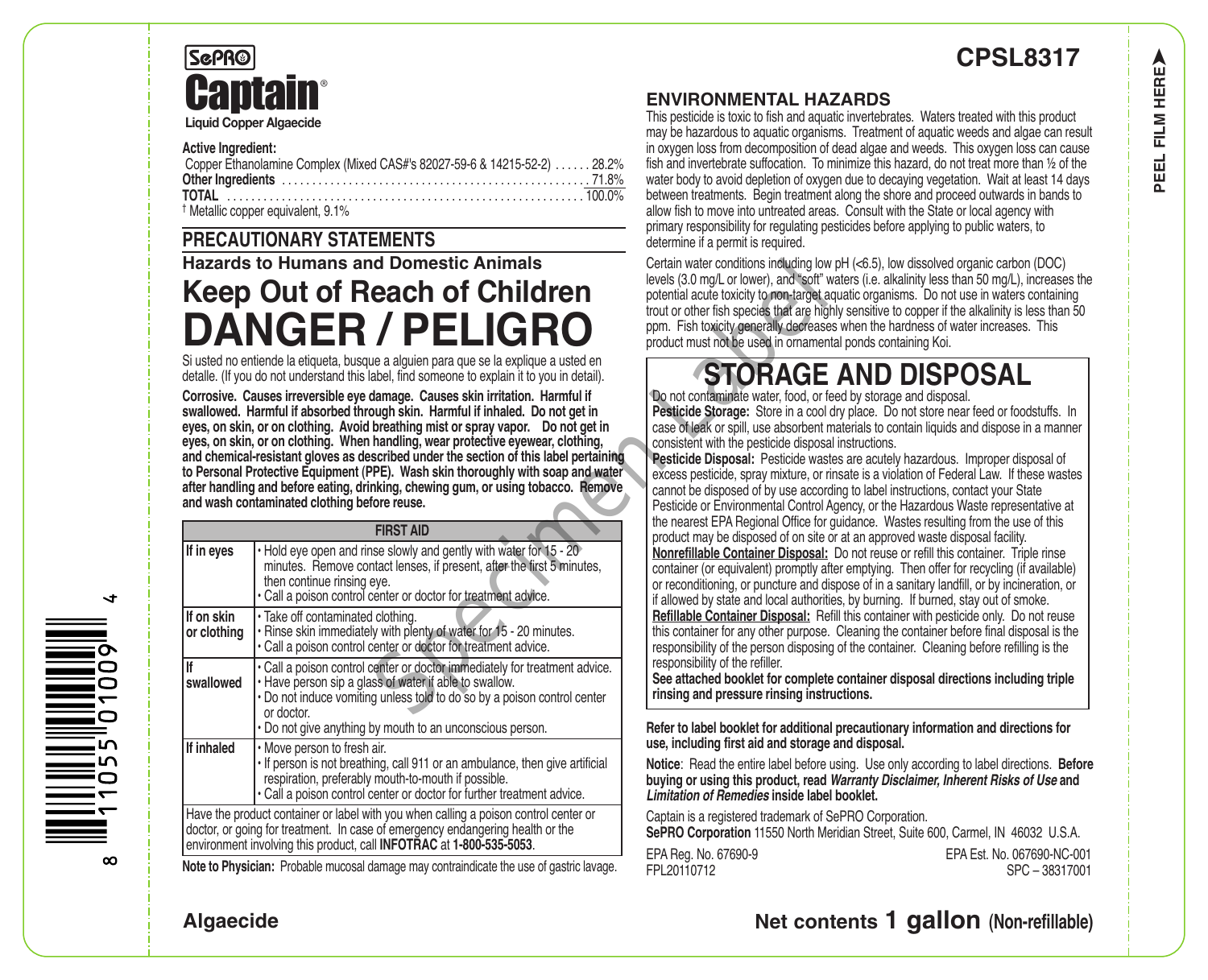SePRO

# Captain®

**Liquid Copper Algaecide**

**Active Ingredient:**
Copper Ethanolamine Complex (Mixed CAS#'s 82027-59-6 & 14215-52-2) ...... 28.2%
**Other Ingredients** ...... 71.8%
**TOTAL** ...... 100.0%
† Metallic copper equivalent, 9.1%

## PRECAUTIONARY STATEMENTS

### Hazards to Humans and Domestic Animals

# Keep Out of Reach of Children

# DANGER / PELIGRO

Si usted no entiende la etiqueta, busque a alguien para que se la explique a usted en detalle. (If you do not understand this label, find someone to explain it to you in detail).

**Corrosive. Causes irreversible eye damage. Causes skin irritation. Harmful if swallowed. Harmful if absorbed through skin. Harmful if inhaled. Do not get in eyes, on skin, or on clothing. Avoid breathing mist or spray vapor. Do not get in eyes, on skin, or on clothing. When handling, wear protective eyewear, clothing, and chemical-resistant gloves as described under the section of this label pertaining to Personal Protective Equipment (PPE). Wash skin thoroughly with soap and water after handling and before eating, drinking, chewing gum, or using tobacco. Remove and wash contaminated clothing before reuse.**

| FIRST AID | |
|---|---|
| **If in eyes** | • Hold eye open and rinse slowly and gently with water for 15 - 20 minutes. Remove contact lenses, if present, after the first 5 minutes, then continue rinsing eye.<br>• Call a poison control center or doctor for treatment advice. |
| **If on skin or clothing** | • Take off contaminated clothing.<br>• Rinse skin immediately with plenty of water for 15 - 20 minutes.<br>• Call a poison control center or doctor for treatment advice. |
| **If swallowed** | • Call a poison control center or doctor immediately for treatment advice.<br>• Have person sip a glass of water if able to swallow.<br>• Do not induce vomiting unless told to do so by a poison control center or doctor.<br>• Do not give anything by mouth to an unconscious person. |
| **If inhaled** | • Move person to fresh air.<br>• If person is not breathing, call 911 or an ambulance, then give artificial respiration, preferably mouth-to-mouth if possible.<br>• Call a poison control center or doctor for further treatment advice. |
| Have the product container or label with you when calling a poison control center or doctor, or going for treatment. In case of emergency endangering health or the environment involving this product, call **INFOTRAC** at **1-800-535-5053**. | |

**Note to Physician:** Probable mucosal damage may contraindicate the use of gastric lavage.

**Algaecide**

**CPSL8317**

## ENVIRONMENTAL HAZARDS

This pesticide is toxic to fish and aquatic invertebrates. Waters treated with this product may be hazardous to aquatic organisms. Treatment of aquatic weeds and algae can result in oxygen loss from decomposition of dead algae and weeds. This oxygen loss can cause fish and invertebrate suffocation. To minimize this hazard, do not treat more than ½ of the water body to avoid depletion of oxygen due to decaying vegetation. Wait at least 14 days between treatments. Begin treatment along the shore and proceed outwards in bands to allow fish to move into untreated areas. Consult with the State or local agency with primary responsibility for regulating pesticides before applying to public waters, to determine if a permit is required.

Certain water conditions including low pH (<6.5), low dissolved organic carbon (DOC) levels (3.0 mg/L or lower), and "soft" waters (i.e. alkalinity less than 50 mg/L), increases the potential acute toxicity to non-target aquatic organisms. Do not use in waters containing trout or other fish species that are highly sensitive to copper if the alkalinity is less than 50 ppm. Fish toxicity generally decreases when the hardness of water increases. This product must not be used in ornamental ponds containing Koi.

## STORAGE AND DISPOSAL

Do not contaminate water, food, or feed by storage and disposal.

**Pesticide Storage:** Store in a cool dry place. Do not store near feed or foodstuffs. In case of leak or spill, use absorbent materials to contain liquids and dispose in a manner consistent with the pesticide disposal instructions.

**Pesticide Disposal:** Pesticide wastes are acutely hazardous. Improper disposal of excess pesticide, spray mixture, or rinsate is a violation of Federal Law. If these wastes cannot be disposed of by use according to label instructions, contact your State Pesticide or Environmental Control Agency, or the Hazardous Waste representative at the nearest EPA Regional Office for guidance. Wastes resulting from the use of this product may be disposed of on site or at an approved waste disposal facility.

**Nonrefillable Container Disposal:** Do not reuse or refill this container. Triple rinse container (or equivalent) promptly after emptying. Then offer for recycling (if available) or reconditioning, or puncture and dispose of in a sanitary landfill, or by incineration, or if allowed by state and local authorities, by burning. If burned, stay out of smoke.

**Refillable Container Disposal:** Refill this container with pesticide only. Do not reuse this container for any other purpose. Cleaning the container before final disposal is the responsibility of the person disposing of the container. Cleaning before refilling is the responsibility of the refiller.

**See attached booklet for complete container disposal directions including triple rinsing and pressure rinsing instructions.**

**Refer to label booklet for additional precautionary information and directions for use, including first aid and storage and disposal.**

**Notice**: Read the entire label before using. Use only according to label directions. **Before buying or using this product, read *Warranty Disclaimer, Inherent Risks of Use* and *Limitation of Remedies* inside label booklet.**

Captain is a registered trademark of SePRO Corporation.
**SePRO Corporation** 11550 North Meridian Street, Suite 600, Carmel, IN 46032 U.S.A.

EPA Reg. No. 67690-9
FPL20110712

EPA Est. No. 067690-NC-001
SPC – 38317001

**Net contents 1 gallon (Non-refillable)**

PEEL FILM HERE ➤

8 11055 01009 4